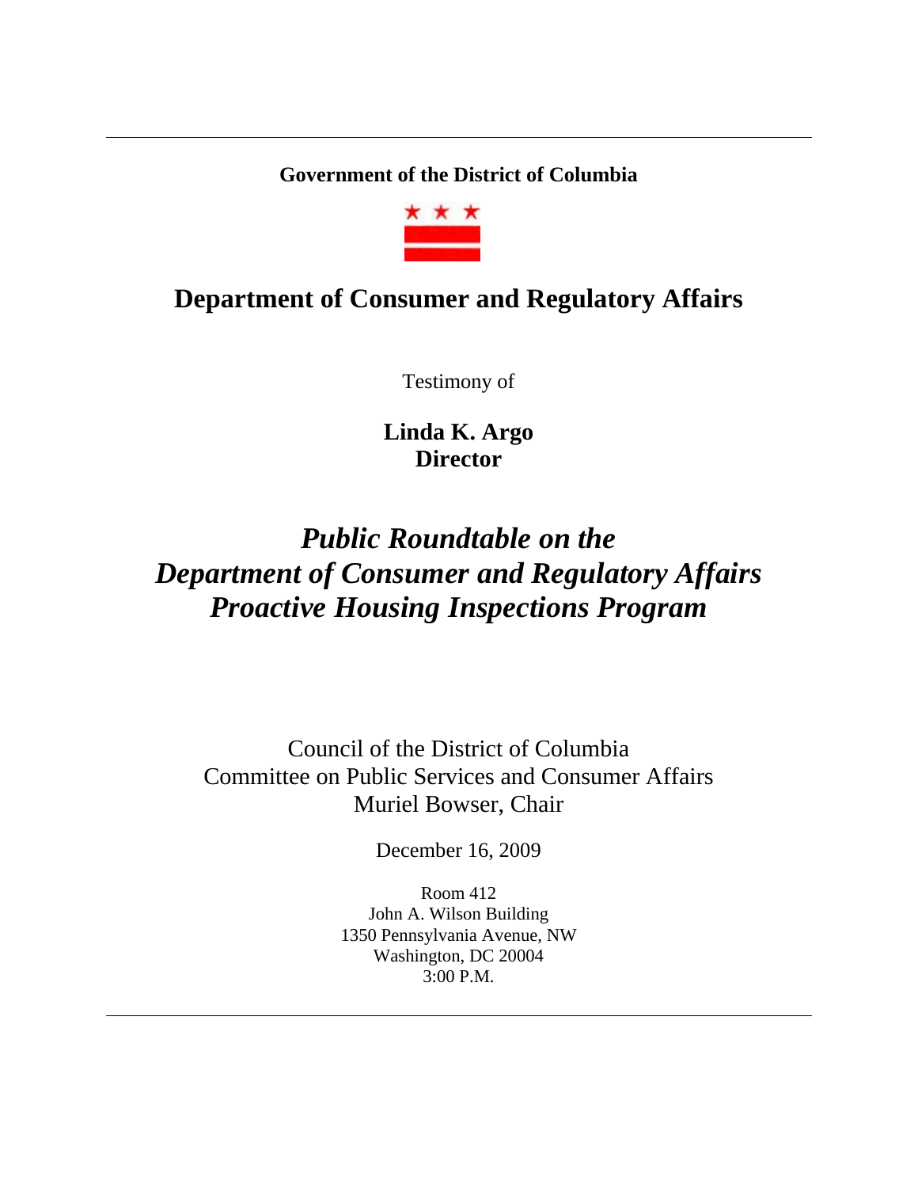**Government of the District of Columbia**

# Department of Consumer and Regulatory Affairs

Testimony of

**Linda K. Argo**
**Director**

## *Public Roundtable on the Department of Consumer and Regulatory Affairs Proactive Housing Inspections Program*

Council of the District of Columbia
Committee on Public Services and Consumer Affairs
Muriel Bowser, Chair

December 16, 2009

Room 412
John A. Wilson Building
1350 Pennsylvania Avenue, NW
Washington, DC 20004
3:00 P.M.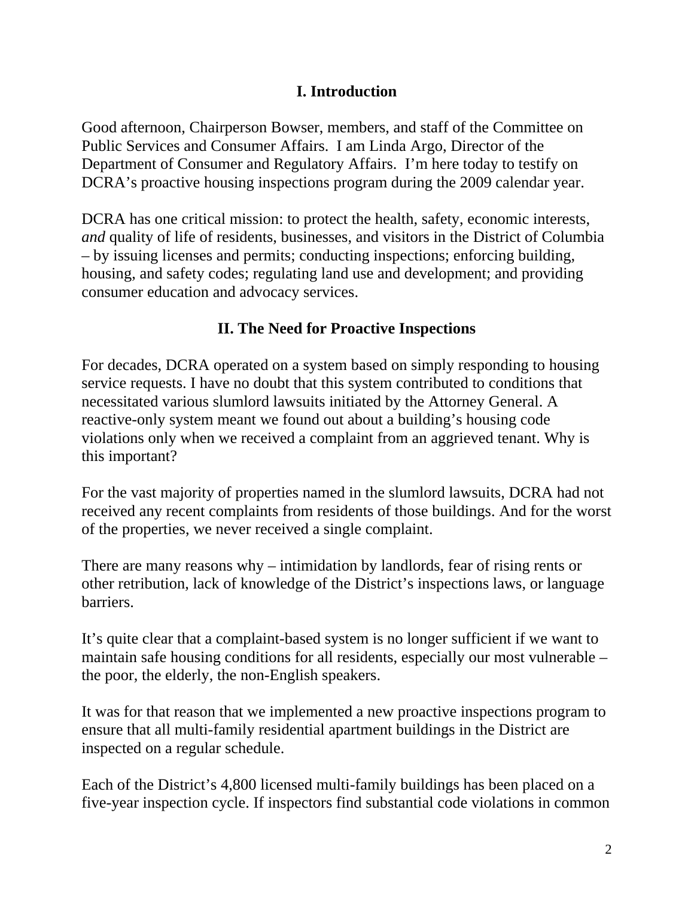## I. Introduction

Good afternoon, Chairperson Bowser, members, and staff of the Committee on Public Services and Consumer Affairs. I am Linda Argo, Director of the Department of Consumer and Regulatory Affairs. I'm here today to testify on DCRA's proactive housing inspections program during the 2009 calendar year.

DCRA has one critical mission: to protect the health, safety, economic interests, *and* quality of life of residents, businesses, and visitors in the District of Columbia – by issuing licenses and permits; conducting inspections; enforcing building, housing, and safety codes; regulating land use and development; and providing consumer education and advocacy services.

## II. The Need for Proactive Inspections

For decades, DCRA operated on a system based on simply responding to housing service requests. I have no doubt that this system contributed to conditions that necessitated various slumlord lawsuits initiated by the Attorney General. A reactive-only system meant we found out about a building's housing code violations only when we received a complaint from an aggrieved tenant. Why is this important?

For the vast majority of properties named in the slumlord lawsuits, DCRA had not received any recent complaints from residents of those buildings. And for the worst of the properties, we never received a single complaint.

There are many reasons why – intimidation by landlords, fear of rising rents or other retribution, lack of knowledge of the District's inspections laws, or language barriers.

It's quite clear that a complaint-based system is no longer sufficient if we want to maintain safe housing conditions for all residents, especially our most vulnerable – the poor, the elderly, the non-English speakers.

It was for that reason that we implemented a new proactive inspections program to ensure that all multi-family residential apartment buildings in the District are inspected on a regular schedule.

Each of the District's 4,800 licensed multi-family buildings has been placed on a five-year inspection cycle. If inspectors find substantial code violations in common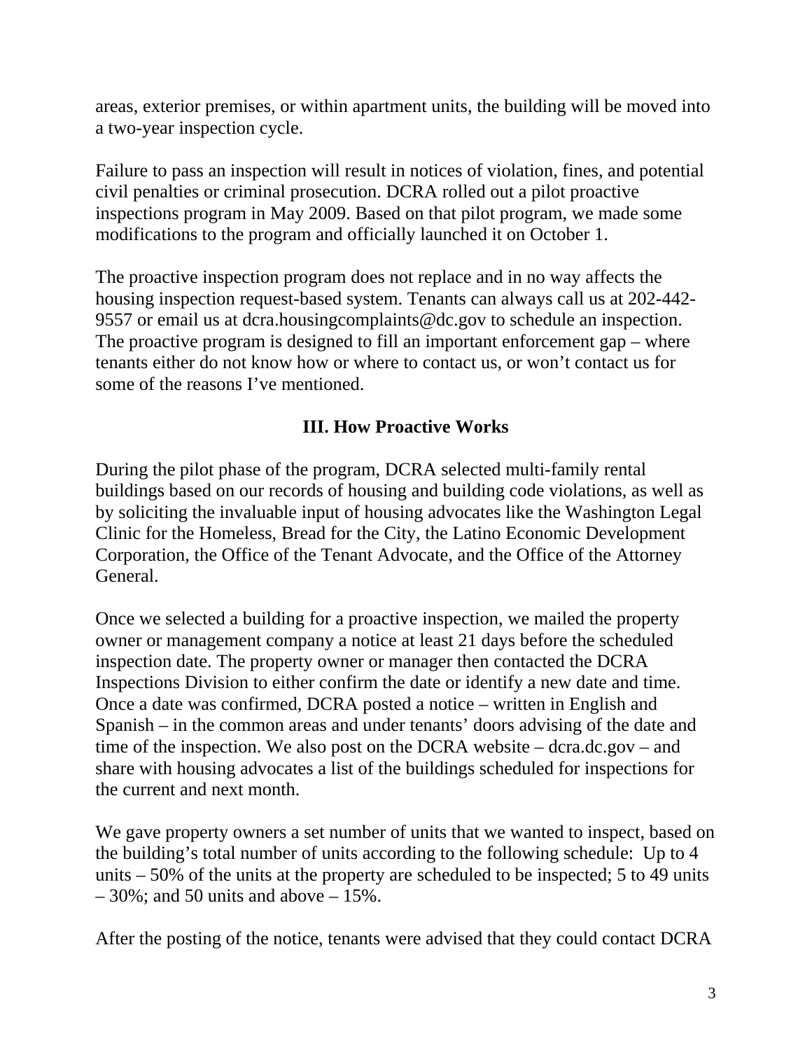areas, exterior premises, or within apartment units, the building will be moved into a two-year inspection cycle.

Failure to pass an inspection will result in notices of violation, fines, and potential civil penalties or criminal prosecution. DCRA rolled out a pilot proactive inspections program in May 2009. Based on that pilot program, we made some modifications to the program and officially launched it on October 1.

The proactive inspection program does not replace and in no way affects the housing inspection request-based system. Tenants can always call us at 202-442-9557 or email us at dcra.housingcomplaints@dc.gov to schedule an inspection. The proactive program is designed to fill an important enforcement gap – where tenants either do not know how or where to contact us, or won't contact us for some of the reasons I've mentioned.

## III. How Proactive Works

During the pilot phase of the program, DCRA selected multi-family rental buildings based on our records of housing and building code violations, as well as by soliciting the invaluable input of housing advocates like the Washington Legal Clinic for the Homeless, Bread for the City, the Latino Economic Development Corporation, the Office of the Tenant Advocate, and the Office of the Attorney General.

Once we selected a building for a proactive inspection, we mailed the property owner or management company a notice at least 21 days before the scheduled inspection date. The property owner or manager then contacted the DCRA Inspections Division to either confirm the date or identify a new date and time. Once a date was confirmed, DCRA posted a notice – written in English and Spanish – in the common areas and under tenants' doors advising of the date and time of the inspection. We also post on the DCRA website – dcra.dc.gov – and share with housing advocates a list of the buildings scheduled for inspections for the current and next month.

We gave property owners a set number of units that we wanted to inspect, based on the building's total number of units according to the following schedule: Up to 4 units – 50% of the units at the property are scheduled to be inspected; 5 to 49 units – 30%; and 50 units and above – 15%.

After the posting of the notice, tenants were advised that they could contact DCRA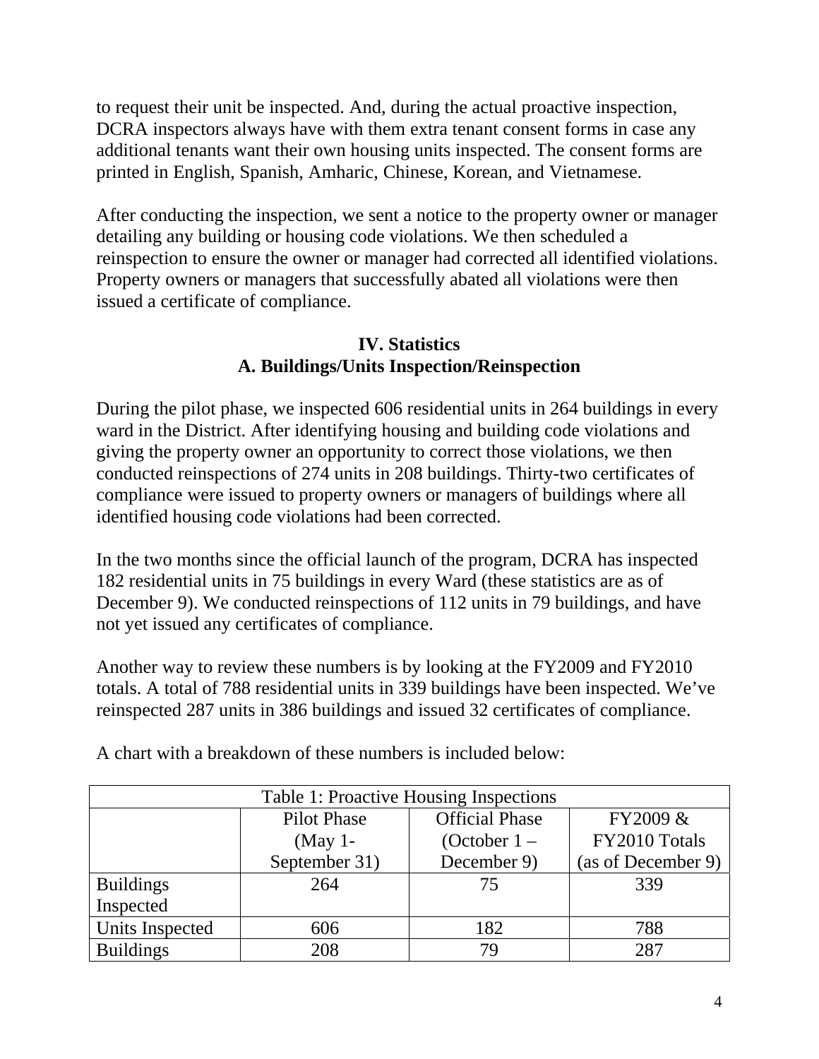to request their unit be inspected. And, during the actual proactive inspection, DCRA inspectors always have with them extra tenant consent forms in case any additional tenants want their own housing units inspected. The consent forms are printed in English, Spanish, Amharic, Chinese, Korean, and Vietnamese.

After conducting the inspection, we sent a notice to the property owner or manager detailing any building or housing code violations. We then scheduled a reinspection to ensure the owner or manager had corrected all identified violations. Property owners or managers that successfully abated all violations were then issued a certificate of compliance.

## IV. Statistics

### A. Buildings/Units Inspection/Reinspection

During the pilot phase, we inspected 606 residential units in 264 buildings in every ward in the District. After identifying housing and building code violations and giving the property owner an opportunity to correct those violations, we then conducted reinspections of 274 units in 208 buildings. Thirty-two certificates of compliance were issued to property owners or managers of buildings where all identified housing code violations had been corrected.

In the two months since the official launch of the program, DCRA has inspected 182 residential units in 75 buildings in every Ward (these statistics are as of December 9). We conducted reinspections of 112 units in 79 buildings, and have not yet issued any certificates of compliance.

Another way to review these numbers is by looking at the FY2009 and FY2010 totals. A total of 788 residential units in 339 buildings have been inspected. We've reinspected 287 units in 386 buildings and issued 32 certificates of compliance.

A chart with a breakdown of these numbers is included below:

| Table 1: Proactive Housing Inspections | | | |
|---|---|---|---|
| | Pilot Phase (May 1- September 31) | Official Phase (October 1 – December 9) | FY2009 & FY2010 Totals (as of December 9) |
| Buildings Inspected | 264 | 75 | 339 |
| Units Inspected | 606 | 182 | 788 |
| Buildings | 208 | 79 | 287 |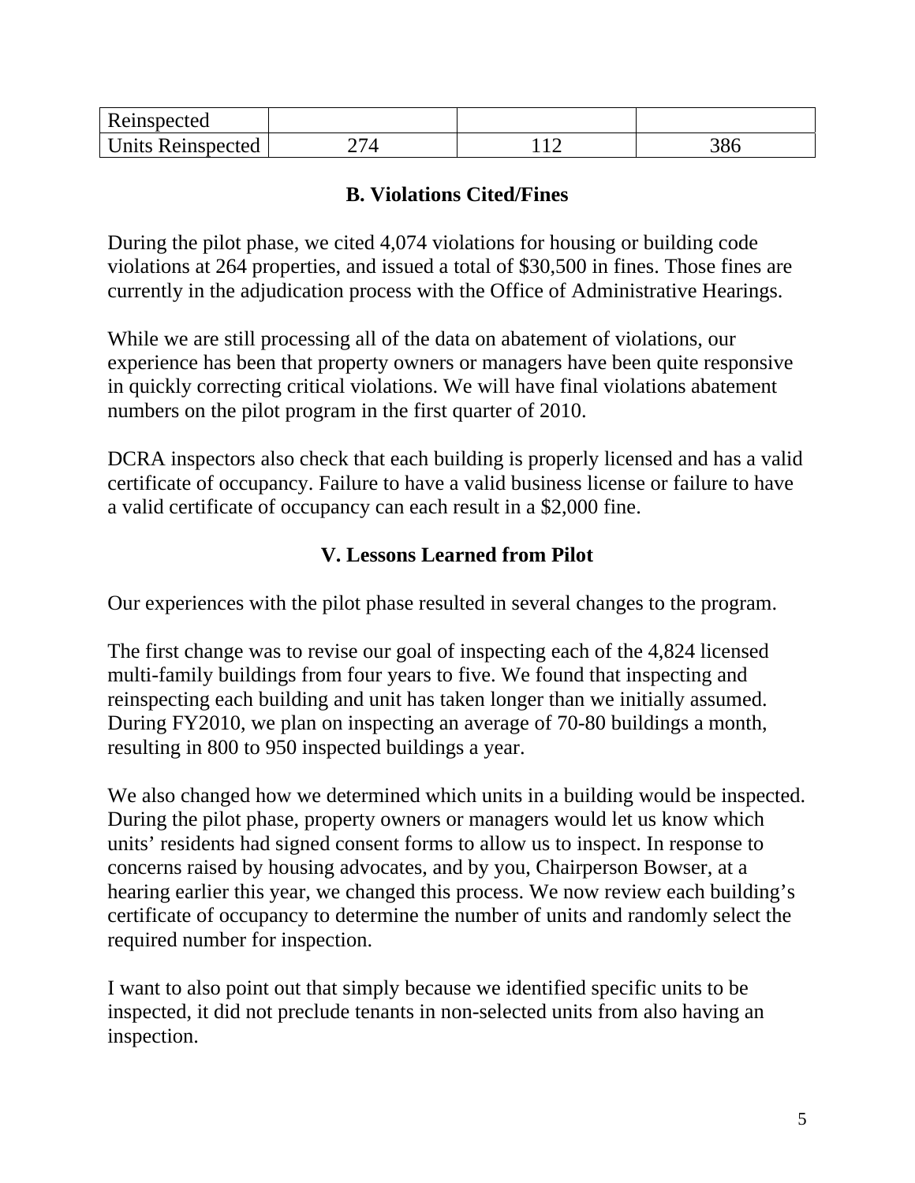| | | | |
|---|---|---|---|
| Reinspected | | | |
| Units Reinspected | 274 | 112 | 386 |

### B. Violations Cited/Fines

During the pilot phase, we cited 4,074 violations for housing or building code violations at 264 properties, and issued a total of $30,500 in fines. Those fines are currently in the adjudication process with the Office of Administrative Hearings.

While we are still processing all of the data on abatement of violations, our experience has been that property owners or managers have been quite responsive in quickly correcting critical violations. We will have final violations abatement numbers on the pilot program in the first quarter of 2010.

DCRA inspectors also check that each building is properly licensed and has a valid certificate of occupancy. Failure to have a valid business license or failure to have a valid certificate of occupancy can each result in a $2,000 fine.

## V. Lessons Learned from Pilot

Our experiences with the pilot phase resulted in several changes to the program.

The first change was to revise our goal of inspecting each of the 4,824 licensed multi-family buildings from four years to five. We found that inspecting and reinspecting each building and unit has taken longer than we initially assumed. During FY2010, we plan on inspecting an average of 70-80 buildings a month, resulting in 800 to 950 inspected buildings a year.

We also changed how we determined which units in a building would be inspected. During the pilot phase, property owners or managers would let us know which units' residents had signed consent forms to allow us to inspect. In response to concerns raised by housing advocates, and by you, Chairperson Bowser, at a hearing earlier this year, we changed this process. We now review each building's certificate of occupancy to determine the number of units and randomly select the required number for inspection.

I want to also point out that simply because we identified specific units to be inspected, it did not preclude tenants in non-selected units from also having an inspection.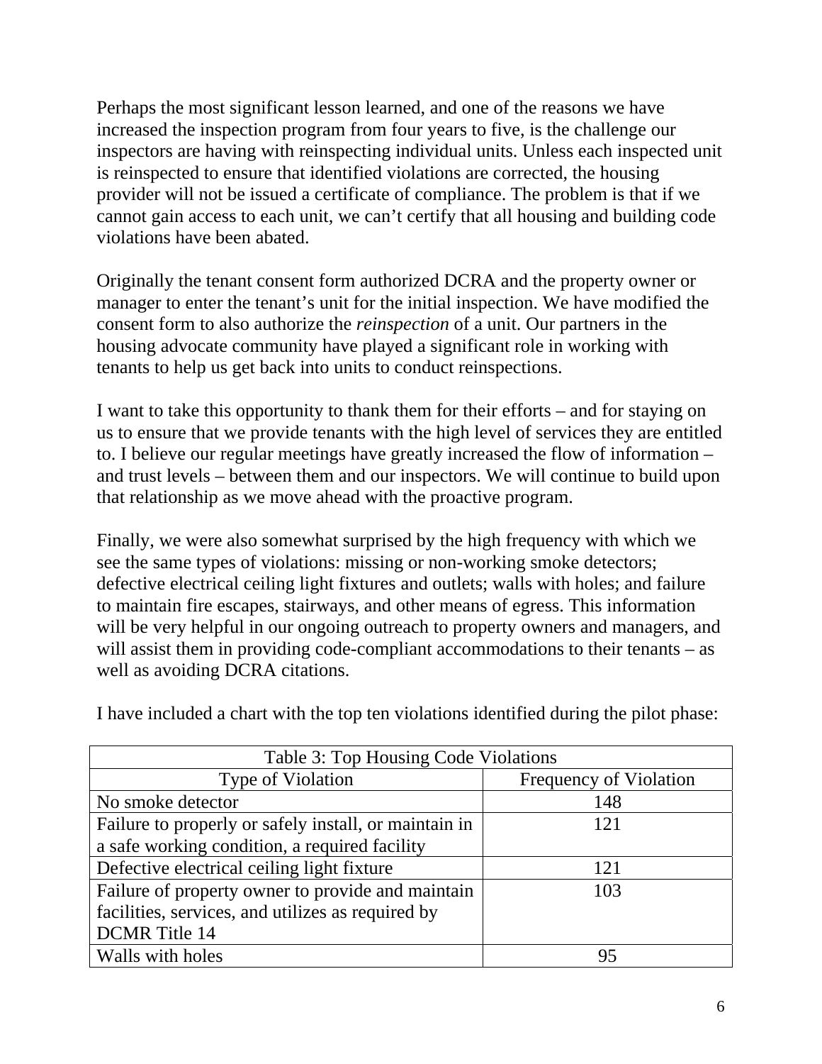Perhaps the most significant lesson learned, and one of the reasons we have increased the inspection program from four years to five, is the challenge our inspectors are having with reinspecting individual units. Unless each inspected unit is reinspected to ensure that identified violations are corrected, the housing provider will not be issued a certificate of compliance. The problem is that if we cannot gain access to each unit, we can't certify that all housing and building code violations have been abated.

Originally the tenant consent form authorized DCRA and the property owner or manager to enter the tenant's unit for the initial inspection. We have modified the consent form to also authorize the *reinspection* of a unit. Our partners in the housing advocate community have played a significant role in working with tenants to help us get back into units to conduct reinspections.

I want to take this opportunity to thank them for their efforts – and for staying on us to ensure that we provide tenants with the high level of services they are entitled to. I believe our regular meetings have greatly increased the flow of information – and trust levels – between them and our inspectors. We will continue to build upon that relationship as we move ahead with the proactive program.

Finally, we were also somewhat surprised by the high frequency with which we see the same types of violations: missing or non-working smoke detectors; defective electrical ceiling light fixtures and outlets; walls with holes; and failure to maintain fire escapes, stairways, and other means of egress. This information will be very helpful in our ongoing outreach to property owners and managers, and will assist them in providing code-compliant accommodations to their tenants – as well as avoiding DCRA citations.

I have included a chart with the top ten violations identified during the pilot phase:

| Table 3: Top Housing Code Violations | |
|---|---|
| Type of Violation | Frequency of Violation |
| No smoke detector | 148 |
| Failure to properly or safely install, or maintain in a safe working condition, a required facility | 121 |
| Defective electrical ceiling light fixture | 121 |
| Failure of property owner to provide and maintain facilities, services, and utilizes as required by DCMR Title 14 | 103 |
| Walls with holes | 95 |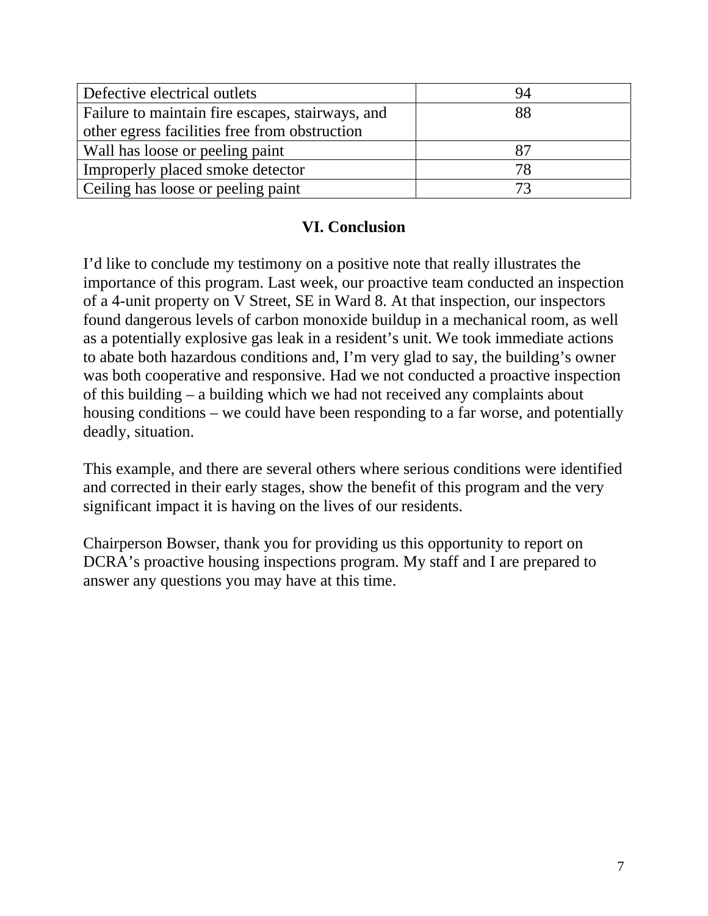| | |
|---|---|
| Defective electrical outlets | 94 |
| Failure to maintain fire escapes, stairways, and other egress facilities free from obstruction | 88 |
| Wall has loose or peeling paint | 87 |
| Improperly placed smoke detector | 78 |
| Ceiling has loose or peeling paint | 73 |

## VI. Conclusion

I'd like to conclude my testimony on a positive note that really illustrates the importance of this program. Last week, our proactive team conducted an inspection of a 4-unit property on V Street, SE in Ward 8. At that inspection, our inspectors found dangerous levels of carbon monoxide buildup in a mechanical room, as well as a potentially explosive gas leak in a resident's unit. We took immediate actions to abate both hazardous conditions and, I'm very glad to say, the building's owner was both cooperative and responsive. Had we not conducted a proactive inspection of this building – a building which we had not received any complaints about housing conditions – we could have been responding to a far worse, and potentially deadly, situation.

This example, and there are several others where serious conditions were identified and corrected in their early stages, show the benefit of this program and the very significant impact it is having on the lives of our residents.

Chairperson Bowser, thank you for providing us this opportunity to report on DCRA's proactive housing inspections program. My staff and I are prepared to answer any questions you may have at this time.